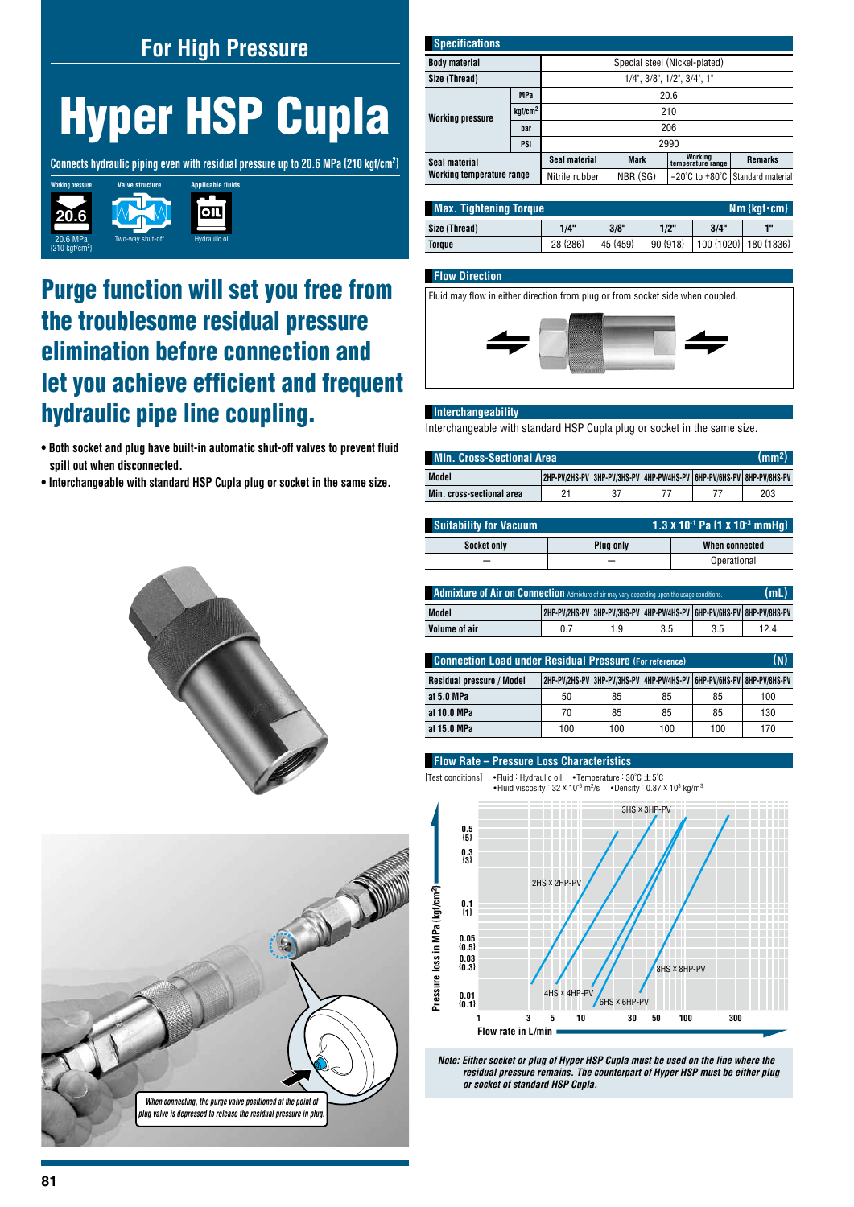## For High Pressure

# Hyper HSP Cupla

**Connects hydraulic piping even with residual pressure up to 20.6 MPa {210 kgf/cm²}**

Working pressure: 20.6 MPa {210 kgf/cm²} | Valve structure: Two-way shut-off | Applicable fluids: Hydraulic oil

## Purge function will set you free from the troublesome residual pressure elimination before connection and let you achieve efficient and frequent hydraulic pipe line coupling.

- **Both socket and plug have built-in automatic shut-off valves to prevent fluid spill out when disconnected.**
- **Interchangeable with standard HSP Cupla plug or socket in the same size.**

*When connecting, the purge valve positioned at the point of plug valve is depressed to release the residual pressure in plug.*

### Specifications

| Body material | | Special steel (Nickel-plated) | | | |
|---|---|---|---|---|---|
| Size (Thread) | | 1/4", 3/8", 1/2", 3/4", 1" | | | |
| Working pressure | MPa | 20.6 | | | |
| | kgf/cm² | 210 | | | |
| | bar | 206 | | | |
| | PSI | 2990 | | | |
| Seal material / Working temperature range | | Seal material | Mark | Working temperature range | Remarks |
| | | Nitrile rubber | NBR (SG) | −20°C to +80°C | Standard material |

### Max. Tightening Torque Nm {kgf•cm}

| Size (Thread) | 1/4" | 3/8" | 1/2" | 3/4" | 1" |
|---|---|---|---|---|---|
| Torque | 28 {286} | 45 {459} | 90 {918} | 100 {1020} | 180 {1836} |

### Flow Direction

Fluid may flow in either direction from plug or from socket side when coupled.

### Interchangeability

Interchangeable with standard HSP Cupla plug or socket in the same size.

### Min. Cross-Sectional Area (mm²)

| Model | 2HP-PV/2HS-PV | 3HP-PV/3HS-PV | 4HP-PV/4HS-PV | 6HP-PV/6HS-PV | 8HP-PV/8HS-PV |
|---|---|---|---|---|---|
| Min. cross-sectional area | 21 | 37 | 77 | 77 | 203 |

### Suitability for Vacuum 1.3 x $10^{-1}$ Pa {1 x $10^{-3}$ mmHg}

| Socket only | Plug only | When connected |
|---|---|---|
| – | – | Operational |

### Admixture of Air on Connection (mL)

*Admixture of air may vary depending upon the usage conditions.*

| Model | 2HP-PV/2HS-PV | 3HP-PV/3HS-PV | 4HP-PV/4HS-PV | 6HP-PV/6HS-PV | 8HP-PV/8HS-PV |
|---|---|---|---|---|---|
| Volume of air | 0.7 | 1.9 | 3.5 | 3.5 | 12.4 |

### Connection Load under Residual Pressure (For reference) (N)

| Residual pressure / Model | 2HP-PV/2HS-PV | 3HP-PV/3HS-PV | 4HP-PV/4HS-PV | 6HP-PV/6HS-PV | 8HP-PV/8HS-PV |
|---|---|---|---|---|---|
| at 5.0 MPa | 50 | 85 | 85 | 85 | 100 |
| at 10.0 MPa | 70 | 85 | 85 | 85 | 130 |
| at 15.0 MPa | 100 | 100 | 100 | 100 | 170 |

### Flow Rate – Pressure Loss Characteristics

[Test conditions] •Fluid : Hydraulic oil •Temperature : 30°C ± 5°C •Fluid viscosity : 32 x $10^{-6}$ m²/s •Density : 0.87 x $10^{3}$ kg/m³

Pressure loss in MPa {kgf/cm²} vs. Flow rate in L/min — curves: 2HS x 2HP-PV, 3HS x 3HP-PV, 4HS x 4HP-PV, 6HS x 6HP-PV, 8HS x 8HP-PV

*Note: Either socket or plug of Hyper HSP Cupla must be used on the line where the residual pressure remains. The counterpart of Hyper HSP must be either plug or socket of standard HSP Cupla.*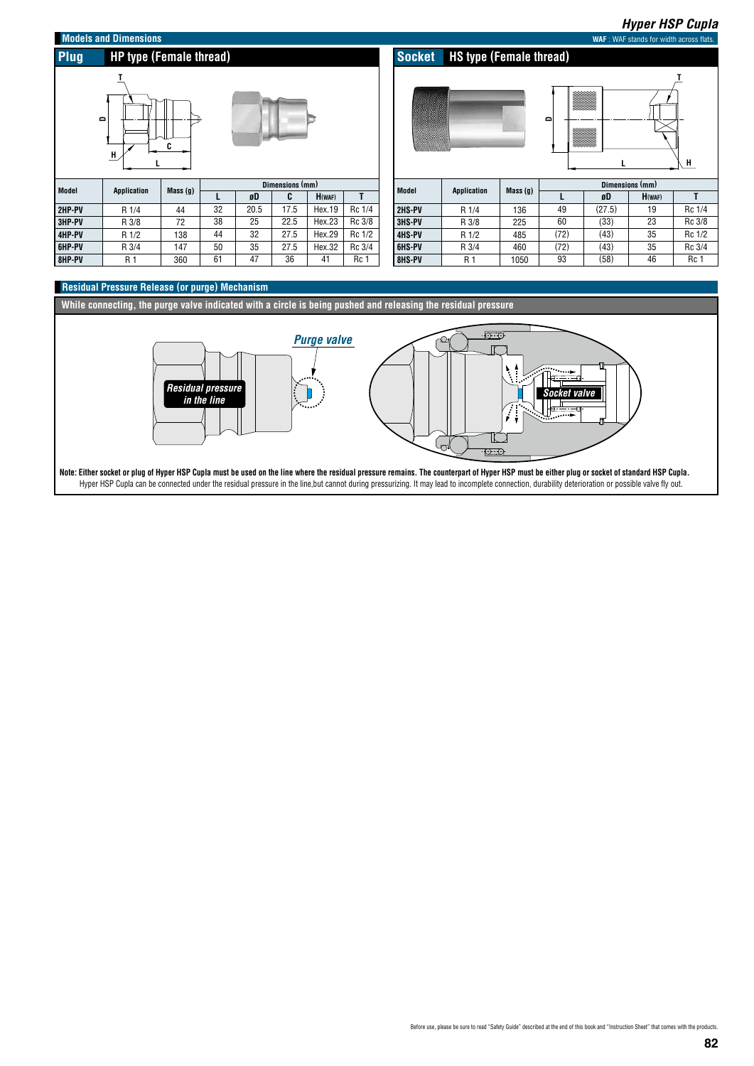## Models and Dimensions

WAF : WAF stands for width across flats.

### Plug — HP type (Female thread)

| Model | Application | Mass (g) | Dimensions (mm) | | | | |
|---|---|---|---|---|---|---|---|
| | | | L | øD | C | H(WAF) | T |
| 2HP-PV | R 1/4 | 44 | 32 | 20.5 | 17.5 | Hex.19 | Rc 1/4 |
| 3HP-PV | R 3/8 | 72 | 38 | 25 | 22.5 | Hex.23 | Rc 3/8 |
| 4HP-PV | R 1/2 | 138 | 44 | 32 | 27.5 | Hex.29 | Rc 1/2 |
| 6HP-PV | R 3/4 | 147 | 50 | 35 | 27.5 | Hex.32 | Rc 3/4 |
| 8HP-PV | R 1 | 360 | 61 | 47 | 36 | 41 | Rc 1 |

### Socket — HS type (Female thread)

| Model | Application | Mass (g) | Dimensions (mm) | | | |
|---|---|---|---|---|---|---|
| | | | L | øD | H(WAF) | T |
| 2HS-PV | R 1/4 | 136 | 49 | (27.5) | 19 | Rc 1/4 |
| 3HS-PV | R 3/8 | 225 | 60 | (33) | 23 | Rc 3/8 |
| 4HS-PV | R 1/2 | 485 | (72) | (43) | 35 | Rc 1/2 |
| 6HS-PV | R 3/4 | 460 | (72) | (43) | 35 | Rc 3/4 |
| 8HS-PV | R 1 | 1050 | 93 | (58) | 46 | Rc 1 |

## Residual Pressure Release (or purge) Mechanism

**While connecting, the purge valve indicated with a circle is being pushed and releasing the residual pressure**

Purge valve

Residual pressure in the line

Socket valve

**Note: Either socket or plug of Hyper HSP Cupla must be used on the line where the residual pressure remains. The counterpart of Hyper HSP must be either plug or socket of standard HSP Cupla.**
Hyper HSP Cupla can be connected under the residual pressure in the line,but cannot during pressurizing. It may lead to incomplete connection, durability deterioration or possible valve fly out.

Before use, please be sure to read "Safety Guide" described at the end of this book and "Instruction Sheet" that comes with the products.